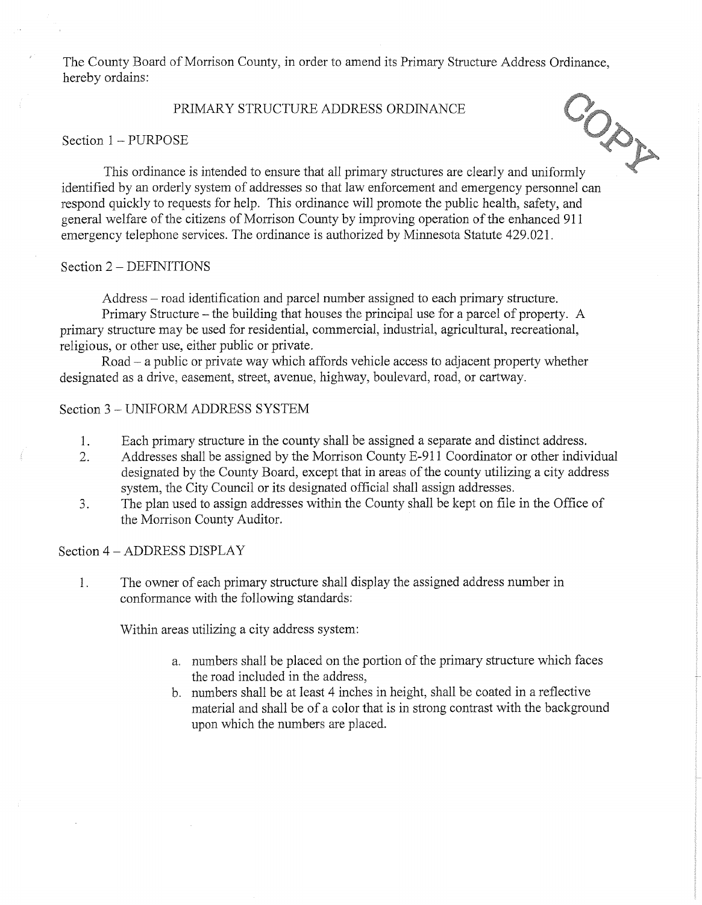The County Board of Morrison County, in order to amend its Primary Structure Address Ordinance, hereby ordains:

# PRIMARY STRUCTURE ADDRESS ORDINANCE

COPY

## Section 1 – PURPOSE

This ordinance is intended to ensure that all primary structures are clearly and uniformly identified by an orderly system of addresses so that law enforcement and emergency personnel can respond quickly to requests for help. This ordinance will promote the public health, safety, and general welfare of the citizens of Morrison County by improving operation of the enhanced 911 emergency telephone services. The ordinance is authorized by Minnesota Statute 429.021.

## Section 2 – DEFINITIONS

Address – road identification and parcel number assigned to each primary structure.

Primary Structure – the building that houses the principal use for a parcel of property. A primary structure may be used for residential, commercial, industrial, agricultural, recreational, religious, or other use, either public or private.

Road – a public or private way which affords vehicle access to adjacent property whether designated as a drive, easement, street, avenue, highway, boulevard, road, or cartway.

## Section 3 – UNIFORM ADDRESS SYSTEM

1. Each primary structure in the county shall be assigned a separate and distinct address.
2. Addresses shall be assigned by the Morrison County E-911 Coordinator or other individual designated by the County Board, except that in areas of the county utilizing a city address system, the City Council or its designated official shall assign addresses.
3. The plan used to assign addresses within the County shall be kept on file in the Office of the Morrison County Auditor.

## Section 4 – ADDRESS DISPLAY

1. The owner of each primary structure shall display the assigned address number in conformance with the following standards:

   Within areas utilizing a city address system:

   a. numbers shall be placed on the portion of the primary structure which faces the road included in the address,
   b. numbers shall be at least 4 inches in height, shall be coated in a reflective material and shall be of a color that is in strong contrast with the background upon which the numbers are placed.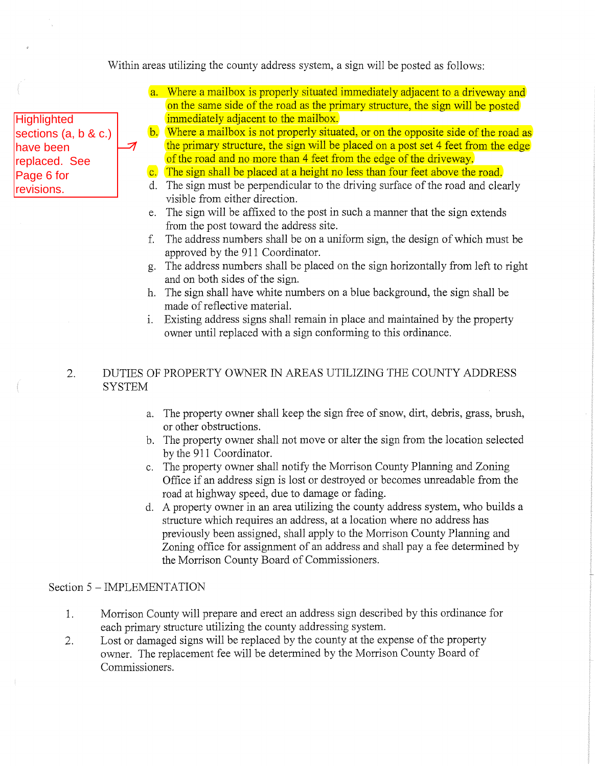Within areas utilizing the county address system, a sign will be posted as follows:

Highlighted sections (a, b & c.) have been replaced. See Page 6 for revisions.

a. Where a mailbox is properly situated immediately adjacent to a driveway and on the same side of the road as the primary structure, the sign will be posted immediately adjacent to the mailbox.
b. Where a mailbox is not properly situated, or on the opposite side of the road as the primary structure, the sign will be placed on a post set 4 feet from the edge of the road and no more than 4 feet from the edge of the driveway.
c. The sign shall be placed at a height no less than four feet above the road.
d. The sign must be perpendicular to the driving surface of the road and clearly visible from either direction.
e. The sign will be affixed to the post in such a manner that the sign extends from the post toward the address site.
f. The address numbers shall be on a uniform sign, the design of which must be approved by the 911 Coordinator.
g. The address numbers shall be placed on the sign horizontally from left to right and on both sides of the sign.
h. The sign shall have white numbers on a blue background, the sign shall be made of reflective material.
i. Existing address signs shall remain in place and maintained by the property owner until replaced with a sign conforming to this ordinance.

2. DUTIES OF PROPERTY OWNER IN AREAS UTILIZING THE COUNTY ADDRESS SYSTEM

a. The property owner shall keep the sign free of snow, dirt, debris, grass, brush, or other obstructions.
b. The property owner shall not move or alter the sign from the location selected by the 911 Coordinator.
c. The property owner shall notify the Morrison County Planning and Zoning Office if an address sign is lost or destroyed or becomes unreadable from the road at highway speed, due to damage or fading.
d. A property owner in an area utilizing the county address system, who builds a structure which requires an address, at a location where no address has previously been assigned, shall apply to the Morrison County Planning and Zoning office for assignment of an address and shall pay a fee determined by the Morrison County Board of Commissioners.

## Section 5 – IMPLEMENTATION

1. Morrison County will prepare and erect an address sign described by this ordinance for each primary structure utilizing the county addressing system.
2. Lost or damaged signs will be replaced by the county at the expense of the property owner. The replacement fee will be determined by the Morrison County Board of Commissioners.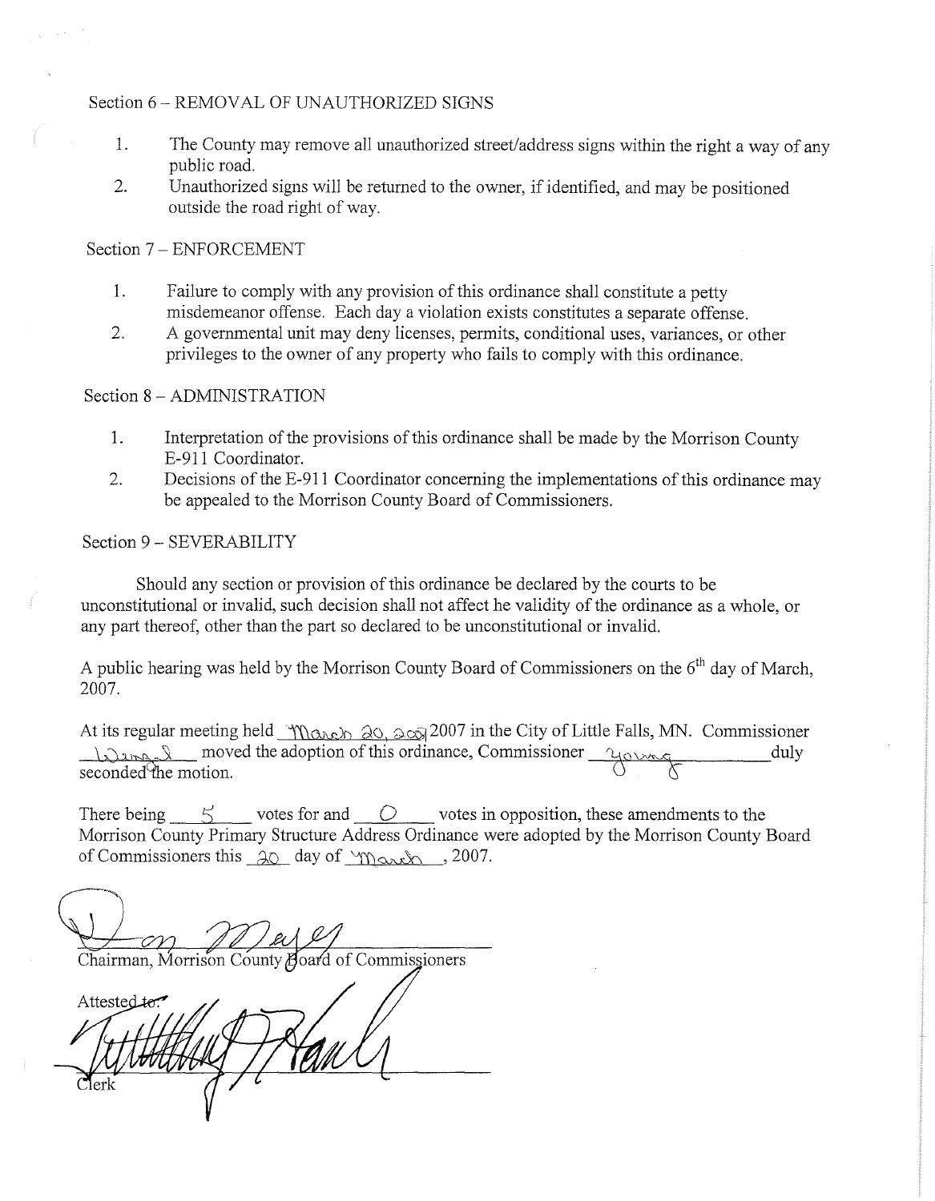Section 6 – REMOVAL OF UNAUTHORIZED SIGNS

1. The County may remove all unauthorized street/address signs within the right a way of any public road.
2. Unauthorized signs will be returned to the owner, if identified, and may be positioned outside the road right of way.

Section 7 – ENFORCEMENT

1. Failure to comply with any provision of this ordinance shall constitute a petty misdemeanor offense. Each day a violation exists constitutes a separate offense.
2. A governmental unit may deny licenses, permits, conditional uses, variances, or other privileges to the owner of any property who fails to comply with this ordinance.

Section 8 – ADMINISTRATION

1. Interpretation of the provisions of this ordinance shall be made by the Morrison County E-911 Coordinator.
2. Decisions of the E-911 Coordinator concerning the implementations of this ordinance may be appealed to the Morrison County Board of Commissioners.

Section 9 – SEVERABILITY

Should any section or provision of this ordinance be declared by the courts to be unconstitutional or invalid, such decision shall not affect he validity of the ordinance as a whole, or any part thereof, other than the part so declared to be unconstitutional or invalid.

A public hearing was held by the Morrison County Board of Commissioners on the 6th day of March, 2007.

At its regular meeting held March 20, 2007 2007 in the City of Little Falls, MN. Commissioner Wenzel moved the adoption of this ordinance, Commissioner Young duly seconded the motion.

There being 5 votes for and 0 votes in opposition, these amendments to the Morrison County Primary Structure Address Ordinance were adopted by the Morrison County Board of Commissioners this 20 day of March, 2007.

Don Meyer
Chairman, Morrison County Board of Commissioners

Attested to:
Clerk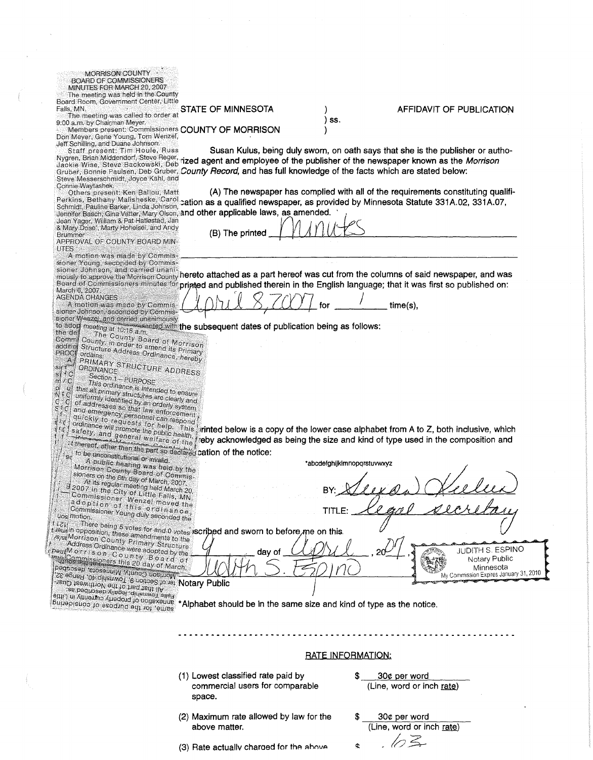MORRISON COUNTY
BOARD OF COMMISSIONERS
MINUTES FOR MARCH 20, 2007

The meeting was held in the County Board Room, Government Center, Little Falls, MN.

The meeting was called to order at 9:00 a.m. by Chairman Meyer.

Members present: Commissioners Don Meyer, Gene Young, Tom Wenzel, Jeff Schilling, and Duane Johnson.

Staff present: Tim Houle, Russ Nygren, Brian Middendorf, Steve Reger, Jackie Wise, Steve Backowski, Deb Gruber, Bonnie Paulsen, Deb Gruber, Steve Messerschmidt, Joyce Kahl, and Connie Waytashek.

Others present: Ken Ballou, Matt Perkins, Bethany Malisheske, Carol Schmidt, Pauline Barker, Linda Johnson, Jennifer Basch, Gina Vetter, Mary Olson, Jean Yager, William & Pat Hatlestad, Jan & Mary Dose', Marty Hoheisel, and Andy Brummer

APPROVAL OF COUNTY BOARD MINUTES

A motion was made by Commissioner Young, seconded by Commissioner Johnson, and carried unanimously to approve the Morrison County Board of Commissioners minutes for March 6, 2007.

AGENDA CHANGES

A motion was made by Commissioner Johnson, seconded by Commissioner Wenzel, and carried unanimously to adop... meeting at 10:18 a.m.

The County Board of Morrison County, in order to amend its Primary Structure Address Ordinance, hereby ordains:

PRIMARY STRUCTURE ADDRESS ORDINANCE

Section 1 – PURPOSE

This ordinance is intended to ensure that all primary structures are clearly and uniformly identified by an orderly system of addresses so that law enforcement and emergency personnel can respond quickly to requests for help. This ordinance will promote the public health, safety, and general welfare of the ... thereof, other than the part so declared to be unconstitutional or invalid.

A public hearing was held by the Morrison County Board of Commissioners on the 6th day of March, 2007.

At its regular meeting held March 20, 2007 in the City of Little Falls, MN, Commissioner Wenzel moved the adoption of this ordinance, Commissioner Young duly seconded the motion.

There being 5 votes for and 0 votes in opposition, these amendments to the Morrison County Primary Structure Address Ordinance were adopted by the Morrison County Board of Commissioners this 20 day of March.

---

STATE OF MINNESOTA )
) ss.
COUNTY OF MORRISON )

**AFFIDAVIT OF PUBLICATION**

Susan Kulus, being duly sworn, on oath says that she is the publisher or authorized agent and employee of the publisher of the newspaper known as the *Morrison County Record*, and has full knowledge of the facts which are stated below:

(A) The newspaper has complied with all of the requirements constituting qualification as a qualified newspaper, as provided by Minnesota Statute 331A.02, 331A.07, and other applicable laws, as amended.

(B) The printed Minutes

hereto attached as a part hereof was cut from the columns of said newspaper, and was printed and published therein in the English language; that it was first so published on: April 8, 2007 for 1 time(s), the subsequent dates of publication being as follows:

...rinted below is a copy of the lower case alphabet from A to Z, both inclusive, which ...eby acknowledged as being the size and kind of type used in the composition and ...cation of the notice:

*abcdefghijklmnopqrstuvwxyz

BY: Susan Kulus

TITLE: legal secretary

...scribed and sworn to before me on this 9 day of April, 2007.

Judith S. Espino
Notary Public

JUDITH S. ESPINO
Notary Public
Minnesota
My Commission Expires January 31, 2010

*Alphabet should be in the same size and kind of type as the notice.

---

**RATE INFORMATION:**

(1) Lowest classified rate paid by commercial users for comparable space. — $ 30¢ per word (Line, word or inch rate)

(2) Maximum rate allowed by law for the above matter. — $ 30¢ per word (Line, word or inch rate)

(3) Rate actually charged for the above — $ .63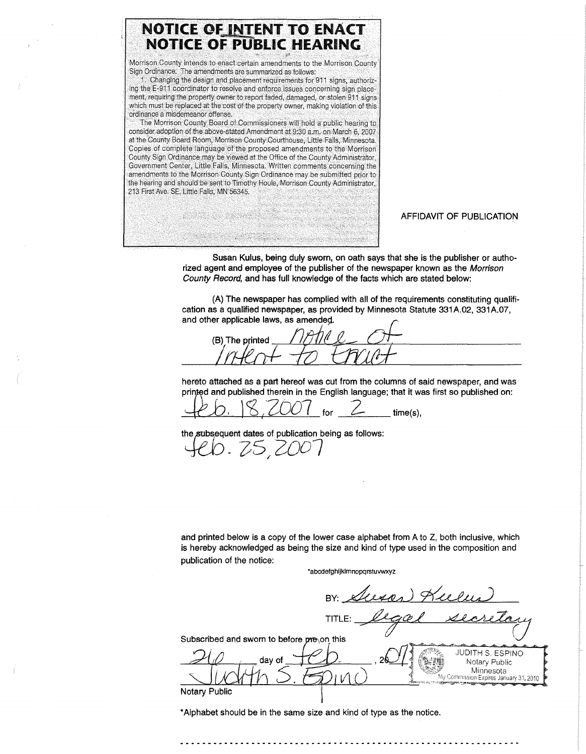# NOTICE OF INTENT TO ENACT
# NOTICE OF PUBLIC HEARING

Morrison County intends to enact certain amendments to the Morrison County Sign Ordinance. The amendments are summarized as follows:

1. Changing the design and placement requirements for 911 signs, authorizing the E-911 coordinator to resolve and enforce issues concerning sign placement, requiring the property owner to report faded, damaged, or stolen 911 signs which must be replaced at the cost of the property owner, making violation of this ordinance a misdemeanor offense.

The Morrison County Board of Commissioners will hold a public hearing to consider adoption of the above-stated Amendment at 9:30 a.m. on March 6, 2007 at the County Board Room, Morrison County Courthouse, Little Falls, Minnesota. Copies of complete language of the proposed amendments to the Morrison County Sign Ordinance may be viewed at the Office of the County Administrator, Government Center, Little Falls, Minnesota. Written comments concerning the amendments to the Morrison County Sign Ordinance may be submitted prior to the hearing and should be sent to Timothy Houle, Morrison County Administrator, 213 First Ave. SE, Little Falls, MN 56345.

AFFIDAVIT OF PUBLICATION

**Susan Kulus, being duly sworn, on oath says that she is the publisher or authorized agent and employee of the publisher of the newspaper known as the *Morrison County Record*, and has full knowledge of the facts which are stated below:**

**(A) The newspaper has complied with all of the requirements constituting qualification as a qualified newspaper, as provided by Minnesota Statute 331A.02, 331A.07, and other applicable laws, as amended.**

**(B) The printed** notice of Intent to Enact

**hereto attached as a part hereof was cut from the columns of said newspaper, and was printed and published therein in the English language; that it was first so published on:** Feb. 18, 2007 **for** 2 **time(s),**

**the subsequent dates of publication being as follows:**
Feb. 25, 2007

**and printed below is a copy of the lower case alphabet from A to Z, both inclusive, which is hereby acknowledged as being the size and kind of type used in the composition and publication of the notice:**

*abcdefghijklmnopqrstuvwxyz

BY: Susan Kulus

TITLE: legal secretary

Subscribed and sworn to before me on this

26 day of Feb, 2007

Judith S. Espino

Notary Public

JUDITH S. ESPINO
Notary Public
Minnesota
My Commission Expires January 31, 2010

*Alphabet should be in the same size and kind of type as the notice.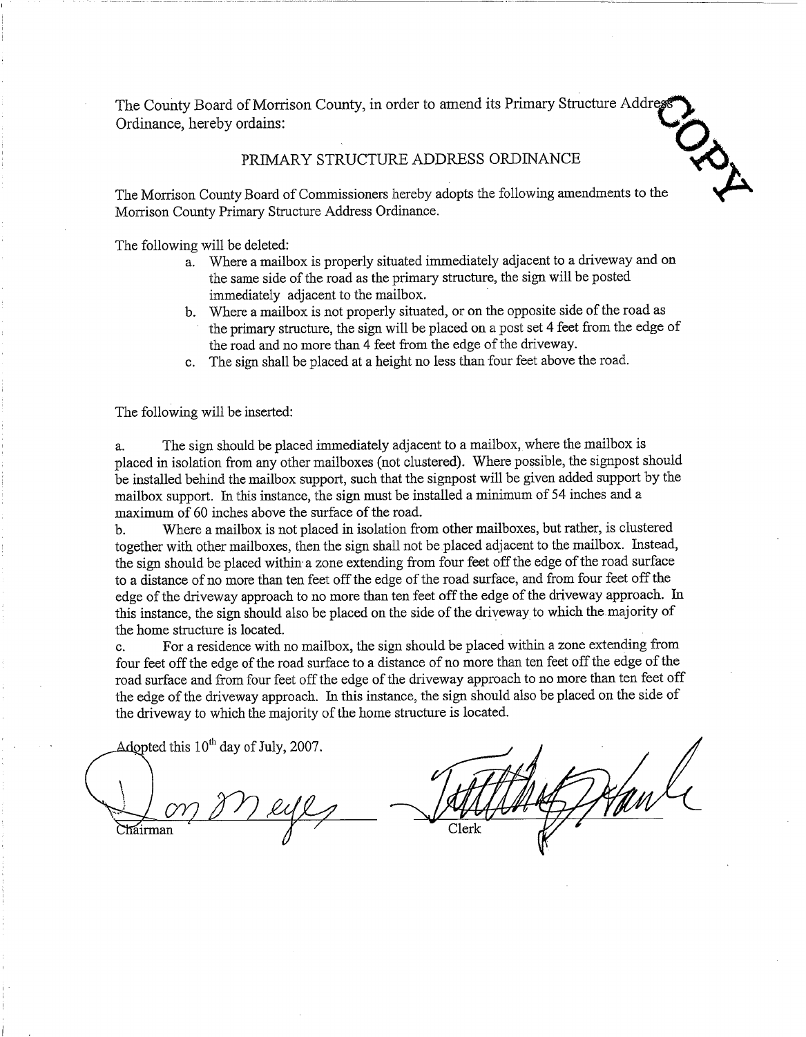The County Board of Morrison County, in order to amend its Primary Structure Address Ordinance, hereby ordains:

## PRIMARY STRUCTURE ADDRESS ORDINANCE

The Morrison County Board of Commissioners hereby adopts the following amendments to the Morrison County Primary Structure Address Ordinance.

The following will be deleted:

a. Where a mailbox is properly situated immediately adjacent to a driveway and on the same side of the road as the primary structure, the sign will be posted immediately adjacent to the mailbox.
b. Where a mailbox is not properly situated, or on the opposite side of the road as the primary structure, the sign will be placed on a post set 4 feet from the edge of the road and no more than 4 feet from the edge of the driveway.
c. The sign shall be placed at a height no less than four feet above the road.

The following will be inserted:

a. The sign should be placed immediately adjacent to a mailbox, where the mailbox is placed in isolation from any other mailboxes (not clustered). Where possible, the signpost should be installed behind the mailbox support, such that the signpost will be given added support by the mailbox support. In this instance, the sign must be installed a minimum of 54 inches and a maximum of 60 inches above the surface of the road.

b. Where a mailbox is not placed in isolation from other mailboxes, but rather, is clustered together with other mailboxes, then the sign shall not be placed adjacent to the mailbox. Instead, the sign should be placed within a zone extending from four feet off the edge of the road surface to a distance of no more than ten feet off the edge of the road surface, and from four feet off the edge of the driveway approach to no more than ten feet off the edge of the driveway approach. In this instance, the sign should also be placed on the side of the driveway to which the majority of the home structure is located.

c. For a residence with no mailbox, the sign should be placed within a zone extending from four feet off the edge of the road surface to a distance of no more than ten feet off the edge of the road surface and from four feet off the edge of the driveway approach to no more than ten feet off the edge of the driveway approach. In this instance, the sign should also be placed on the side of the driveway to which the majority of the home structure is located.

Adopted this 10th day of July, 2007.

Chairman

Clerk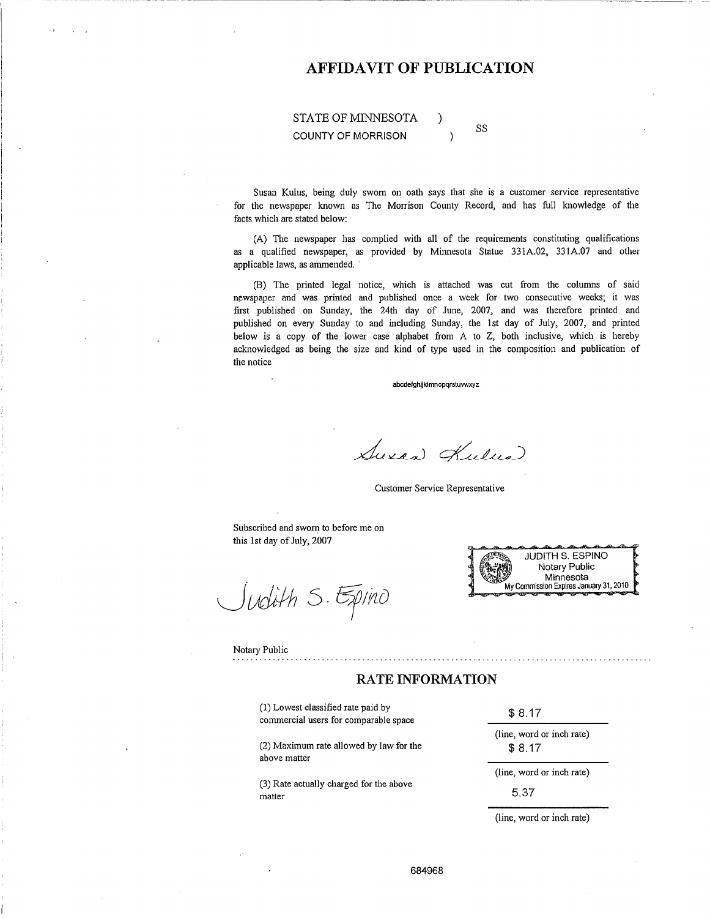# AFFIDAVIT OF PUBLICATION

STATE OF MINNESOTA )
COUNTY OF MORRISON ) SS

Susan Kulus, being duly sworn on oath says that she is a customer service representative for the newspaper known as The Morrison County Record, and has full knowledge of the facts which are stated below:

(A) The newspaper has complied with all of the requirements constituting qualifications as a qualified newspaper, as provided by Minnesota Statue 331A.02, 331A.07 and other applicable laws, as ammended.

(B) The printed legal notice, which is attached was cut from the columns of said newspaper and was printed and published once a week for two consecutive weeks; it was first published on Sunday, the 24th day of June, 2007, and was therefore printed and published on every Sunday to and including Sunday, the 1st day of July, 2007, and printed below is a copy of the lower case alphabet from A to Z, both inclusive, which is hereby acknowledged as being the size and kind of type used in the composition and publication of the notice

abcdefghijklmnopqrstuvwxyz

Susan Kulus

Customer Service Representative

Subscribed and sworn to before me on this 1st day of July, 2007

Judith S. Espino

JUDITH S. ESPINO
Notary Public
Minnesota
My Commission Expires January 31, 2010

Notary Public

## RATE INFORMATION

| | |
|---|---|
| (1) Lowest classified rate paid by commercial users for comparable space | $ 8.17 (line, word or inch rate) |
| (2) Maximum rate allowed by law for the above matter | $ 8.17 (line, word or inch rate) |
| (3) Rate actually charged for the above matter | 5.37 (line, word or inch rate) |

684968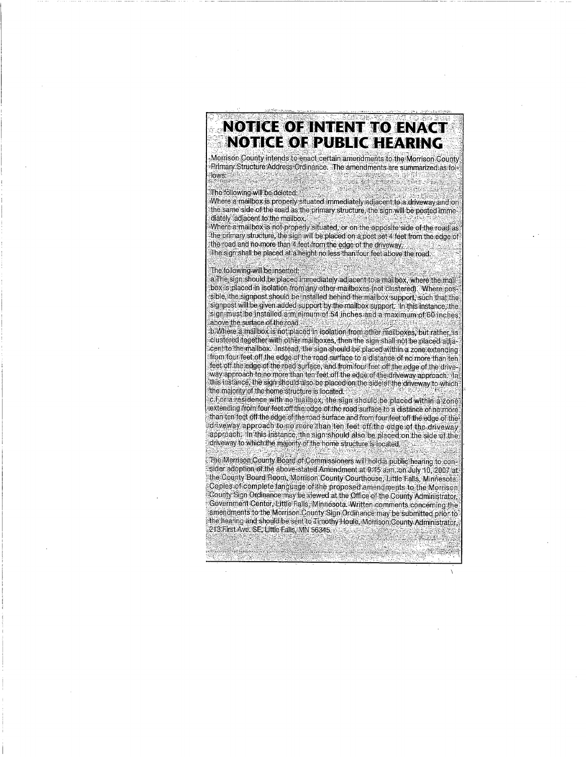# NOTICE OF INTENT TO ENACT
# NOTICE OF PUBLIC HEARING

Morrison County intends to enact certain amendments to the Morrison County Primary Structure Address Ordinance. The amendments are summarized as follows:

The following will be deleted:

Where a mailbox is properly situated immediately adjacent to a driveway and on the same side of the road as the primary structure, the sign will be posted immediately adjacent to the mailbox.

Where a mailbox is not properly situated, or on the opposite side of the road as the primary structure, the sign will be placed on a post set 4 feet from the edge of the road and no more than 4 feet from the edge of the driveway.

The sign shall be placed at a height no less than four feet above the road.

The following will be inserted:

a.The sign should be placed immediately adjacent to a mailbox, where the mailbox is placed in isolation from any other mailboxes (not clustered). Where possible, the signpost should be installed behind the mailbox support, such that the signpost will be given added support by the mailbox support. In this instance, the sign must be installed a minimum of 54 inches and a maximum of 60 inches above the surface of the road.

b.Where a mailbox is not placed in isolation from other mailboxes, but rather, is clustered together with other mailboxes, then the sign shall not be placed adjacent to the mailbox. Instead, the sign should be placed within a zone extending from four feet off the edge of the road surface to a distance of no more than ten feet off the edge of the road surface, and from four feet off the edge of the driveway approach to no more than ten feet off the edge of the driveway approach. In this instance, the sign should also be placed on the side of the driveway to which the majority of the home structure is located.

c.For a residence with no mailbox, the sign should be placed within a zone extending from four feet off the edge of the road surface to a distance of no more than ten feet off the edge of the road surface and from four feet off the edge of the driveway approach to no more than ten feet off the edge of the driveway approach. In this instance, the sign should also be placed on the side of the driveway to which the majority of the home structure is located.

The Morrison County Board of Commissioners will hold a public hearing to consider adoption of the above-stated Amendment at 9:45 a.m. on July 10, 2007 at the County Board Room, Morrison County Courthouse, Little Falls, Minnesota. Copies of complete language of the proposed amendments to the Morrison County Sign Ordinance may be viewed at the Office of the County Administrator, Government Center, Little Falls, Minnesota. Written comments concerning the amendments to the Morrison County Sign Ordinance may be submitted prior to the hearing and should be sent to Timothy Houle, Morrison County Administrator, 213 First Ave. SE, Little Falls, MN 56345.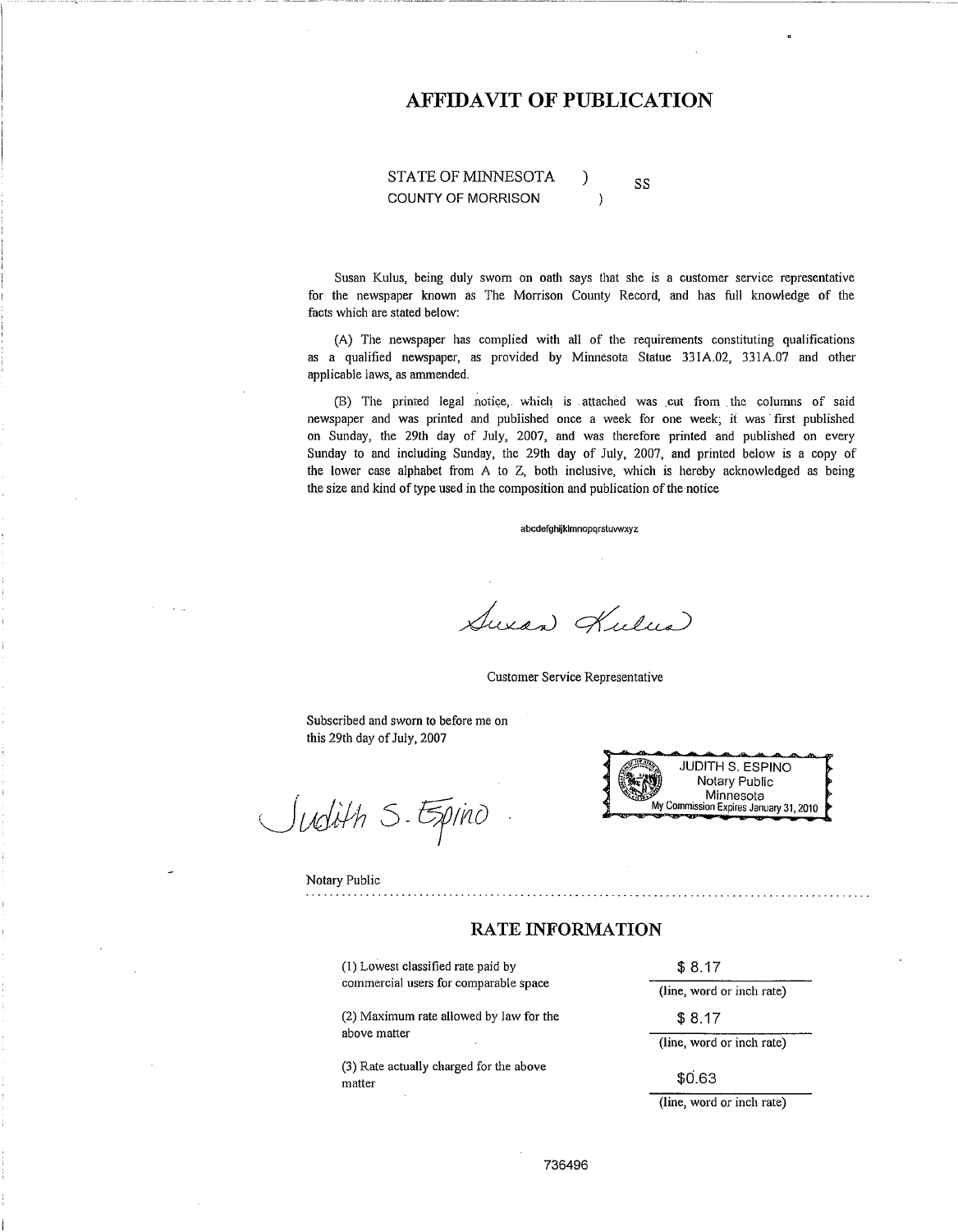# AFFIDAVIT OF PUBLICATION

STATE OF MINNESOTA )
COUNTY OF MORRISON ) SS

Susan Kulus, being duly sworn on oath says that she is a customer service representative for the newspaper known as The Morrison County Record, and has full knowledge of the facts which are stated below:

(A) The newspaper has complied with all of the requirements constituting qualifications as a qualified newspaper, as provided by Minnesota Statue 331A.02, 331A.07 and other applicable laws, as ammended.

(B) The printed legal notice, which is attached was cut from the columns of said newspaper and was printed and published once a week for one week; it was first published on Sunday, the 29th day of July, 2007, and was therefore printed and published on every Sunday to and including Sunday, the 29th day of July, 2007, and printed below is a copy of the lower case alphabet from A to Z, both inclusive, which is hereby acknowledged as being the size and kind of type used in the composition and publication of the notice

abcdefghijklmnopqrstuvwxyz

Susan Kulus

Customer Service Representative

Subscribed and sworn to before me on this 29th day of July, 2007

Judith S. Espino

Notary Public

JUDITH S. ESPINO
Notary Public
Minnesota
My Commission Expires January 31, 2010

## RATE INFORMATION

| | |
|---|---|
| (1) Lowest classified rate paid by commercial users for comparable space | \$ 8.17 (line, word or inch rate) |
| (2) Maximum rate allowed by law for the above matter | \$ 8.17 (line, word or inch rate) |
| (3) Rate actually charged for the above matter | \$0.63 (line, word or inch rate) |

736496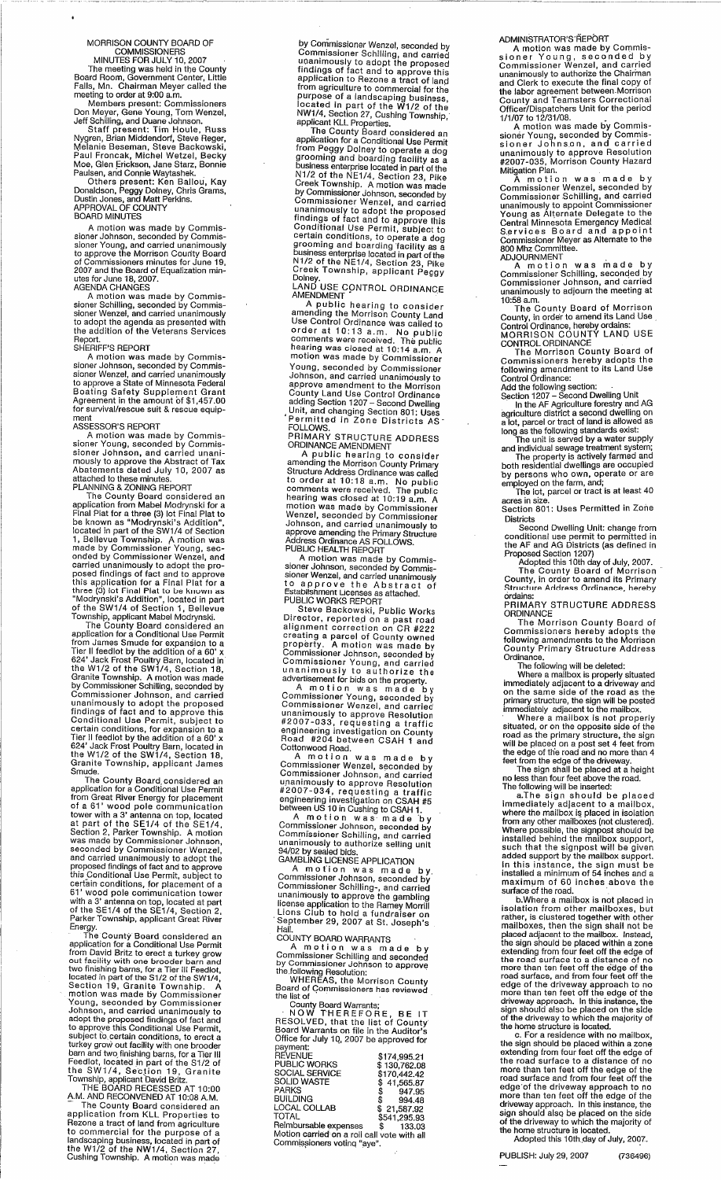# MORRISON COUNTY BOARD OF COMMISSIONERS

## MINUTES FOR JULY 10, 2007

The meeting was held in the County Board Room, Government Center, Little Falls, Mn. Chairman Meyer called the meeting to order at 9:00 a.m.

Members present: Commissioners Don Meyer, Gene Young, Tom Wenzel, Jeff Schilling, and Duane Johnson.

Staff present: Tim Houle, Russ Nygren, Brian Middendorf, Steve Reger, Melanie Beseman, Steve Backowski, Paul Froncak, Michel Wetzel, Becky Moe, Glen Erickson, Jane Starz, Bonnie Paulsen, and Connie Waytashek.

Others present: Ken Ballou, Kay Donaldson, Peggy Dolney, Chris Grams, Dustin Jones, and Matt Perkins.

APPROVAL OF COUNTY BOARD MINUTES

A motion was made by Commissioner Johnson, seconded by Commissioner Young, and carried unanimously to approve the Morrison County Board of Commissioners minutes for June 19, 2007 and the Board of Equalization minutes for June 18, 2007.

AGENDA CHANGES

A motion was made by Commissioner Schilling, seconded by Commissioner Wenzel, and carried unanimously to adopt the agenda as presented with the addition of the Veterans Services Report.

SHERIFF'S REPORT

A motion was made by Commissioner Johnson, seconded by Commissioner Wenzel, and carried unanimously to approve a State of Minnesota Federal Boating Safety Supplement Grant Agreement in the amount of $1,457.00 for survival/rescue suit & rescue equipment

ASSESSOR'S REPORT

A motion was made by Commissioner Young, seconded by Commissioner Johnson, and carried unanimously to approve the Abstract of Tax Abatements dated July 10, 2007 as attached to these minutes.

PLANNING & ZONING REPORT

The County Board considered an application from Mabel Modrynski for a Final Plat for a three (3) lot Final Plat to be known as "Modrynski's Addition", located in part of the SW1/4 of Section 1, Bellevue Township. A motion was made by Commissioner Young, seconded by Commissioner Wenzel, and carried unanimously to adopt the proposed findings of fact and to approve this application for a Final Plat for a three (3) lot Final Plat to be known as "Modrynski's Addition", located in part of the SW1/4 of Section 1, Bellevue Township, applicant Mabel Modrynski.

The County Board considered an application for a Conditional Use Permit from James Smude for expansion to a Tier II feedlot by the addition of a 60' x 624' Jack Frost Poultry Barn, located in the W1/2 of the SW1/4, Section 18, Granite Township. A motion was made by Commissioner Schilling, seconded by Commissioner Johnson, and carried unanimously to adopt the proposed findings of fact and to approve this Conditional Use Permit, subject to certain conditions, for expansion to a Tier II feedlot by the addition of a 60' x 624' Jack Frost Poultry Barn, located in the W1/2 of the SW1/4, Section 18, Granite Township, applicant James Smude.

The County Board considered an application for a Conditional Use Permit from Great River Energy for placement of a 61' wood pole communication tower with a 3' antenna on top, located at part of the SE1/4 of the SE1/4, Section 2, Parker Township. A motion was made by Commissioner Johnson, seconded by Commissioner Wenzel, and carried unanimously to adopt the proposed findings of fact and to approve this Conditional Use Permit, subject to certain conditions, for placement of a 61' wood pole communication tower with a 3' antenna on top, located at part of the SE1/4 of the SE1/4, Section 2, Parker Township, applicant Great River Energy.

The County Board considered an application for a Conditional Use Permit from David Britz to erect a turkey grow out facility with one brooder barn and two finishing barns, for a Tier III Feedlot, located in part of the S1/2 of the SW1/4, Section 19, Granite Township. A motion was made by Commissioner Young, seconded by Commissioner Johnson, and carried unanimously to adopt the proposed findings of fact and to approve this Conditional Use Permit, subject to certain conditions, to erect a turkey grow out facility with one brooder barn and two finishing barns, for a Tier III Feedlot, located in part of the S1/2 of the SW1/4, Section 19, Granite Township, applicant David Britz.

THE BOARD RECESSED AT 10:00 A.M. AND RECONVENED AT 10:08 A.M.

The County Board considered an application from KLL Properties to Rezone a tract of land from agriculture to commercial for the purpose of a landscaping business, located in part of the W1/2 of the NW1/4, Section 27, Cushing Township. A motion was made by Commissioner Wenzel, seconded by Commissioner Schilling, and carried unanimously to adopt the proposed findings of fact and to approve this application to Rezone a tract of land from agriculture to commercial for the purpose of a landscaping business, located in part of the W1/2 of the NW1/4, Section 27, Cushing Township, applicant KLL Properties.

The County Board considered an application for a Conditional Use Permit from Peggy Dolney to operate a dog grooming and boarding facility as a business enterprise located in part of the N1/2 of the NE1/4, Section 23, Pike Creek Township. A motion was made by Commissioner Johnson, seconded by Commissioner Wenzel, and carried unanimously to adopt the proposed findings of fact and to approve this Conditional Use Permit, subject to certain conditions, to operate a dog grooming and boarding facility as a business enterprise located in part of the N1/2 of the NE1/4, Section 23, Pike Creek Township, applicant Peggy Dolney.

LAND USE CONTROL ORDINANCE AMENDMENT

A public hearing to consider amending the Morrison County Land Use Control Ordinance was called to order at 10:13 a.m. No public comments were received. The public hearing was closed at 10:14 a.m. A motion was made by Commissioner Young, seconded by Commissioner Johnson, and carried unanimously to approve amendment to the Morrison County Land Use Control Ordinance adding Section 1207 – Second Dwelling Unit, and changing Section 801: Uses Permitted in Zone Districts AS FOLLOWS.

PRIMARY STRUCTURE ADDRESS ORDINANCE AMENDMENT

A public hearing to consider amending the Morrison County Primary Structure Address Ordinance was called to order at 10:18 a.m. No public comments were received. The public hearing was closed at 10:19 a.m. A motion was made by Commissioner Wenzel, seconded by Commissioner Johnson, and carried unanimously to approve amending the Primary Structure Address Ordinance AS FOLLOWS.

PUBLIC HEALTH REPORT

A motion was made by Commissioner Johnson, seconded by Commissioner Wenzel, and carried unanimously to approve the Abstract of Establishment Licenses as attached.

PUBLIC WORKS REPORT

Steve Backowski, Public Works Director, reported on a past road alignment correction on CR #222 creating a parcel of County owned property. A motion was made by Commissioner Johnson, seconded by Commissioner Young, and carried unanimously to authorize the advertisement for bids on the property.

A motion was made by Commissioner Young, seconded by Commissioner Wenzel, and carried unanimously to approve Resolution #2007-033, requesting a traffic engineering investigation on County Road #204 between CSAH 1 and Cottonwood Road.

A motion was made by Commissioner Wenzel, seconded by Commissioner Johnson, and carried unanimously to approve Resolution #2007-034, requesting a traffic engineering investigation on CSAH #5 between US 10 in Cushing to CSAH 1.

A motion was made by Commissioner Johnson, seconded by Commissioner Schilling, and carried unanimously to authorize selling unit 94/02 by sealed bids.

GAMBLING LICENSE APPLICATION

A motion was made by Commissioner Johnson, seconded by Commissioner Schilling, and carried unanimously to approve the gambling license application to the Ramey Morrill Lions Club to hold a fundraiser on September 29, 2007 at St. Joseph's Hall.

COUNTY BOARD WARRANTS

A motion was made by Commissioner Schilling and seconded by Commissioner Johnson to approve the following Resolution:

WHEREAS, the Morrison County Board of Commissioners has reviewed the list of County Board Warrants;

NOW THEREFORE, BE IT RESOLVED, that the list of County Board Warrants on file in the Auditor's Office for July 10, 2007 be approved for payment:

| | |
|---|---|
| REVENUE | $174,995.21 |
| PUBLIC WORKS | $ 130,762.08 |
| SOCIAL SERVICE | $170,442.42 |
| SOLID WASTE | $ 41,565.87 |
| PARKS | $ 947.95 |
| BUILDING | $ 994.48 |
| LOCAL COLLAB | $ 21,587.92 |
| TOTAL | $541,295.93 |
| Reimbursable expenses | $ 133.03 |

Motion carried on a roll call vote with all Commissioners voting "aye".

ADMINISTRATOR'S REPORT

A motion was made by Commissioner Young, seconded by Commissioner Wenzel, and carried unanimously to authorize the Chairman and Clerk to execute the final copy of the labor agreement between Morrison County and Teamsters Correctional Officer/Dispatchers Unit for the period 1/1/07 to 12/31/08.

A motion was made by Commissioner Young, seconded by Commissioner Johnson, and carried unanimously to approve Resolution #2007-035, Morrison County Hazard Mitigation Plan.

A motion was made by Commissioner Wenzel, seconded by Commissioner Schilling, and carried unanimously to appoint Commissioner Young as Alternate Delegate to the Central Minnesota Emergency Medical Services Board and appoint Commissioner Meyer as Alternate to the 800 Mhz Committee.

ADJOURNMENT

A motion was made by Commissioner Schilling, seconded by Commissioner Johnson, and carried unanimously to adjourn the meeting at 10:58 a.m.

The County Board of Morrison County, in order to amend its Land Use Control Ordinance, hereby ordains:

MORRISON COUNTY LAND USE CONTROL ORDINANCE

The Morrison County Board of Commissioners hereby adopts the following amendment to its Land Use Control Ordinance:

Add the following section:

Section 1207 – Second Dwelling Unit

In the AF Agriculture forestry and AG agriculture district a second dwelling on a lot, parcel or tract of land is allowed as long as the following standards exist:

The unit is served by a water supply and individual sewage treatment system;

The property is actively farmed and both residential dwellings are occupied by persons who own, operate or are employed on the farm, and;

The lot, parcel or tract is at least 40 acres in size.

Section 801: Uses Permitted in Zone Districts

Second Dwelling Unit: change from conditional use permit to permitted in the AF and AG Districts (as defined in Proposed Section 1207)

Adopted this 10th day of July, 2007.

The County Board of Morrison County, in order to amend its Primary Structure Address Ordinance, hereby ordains:

PRIMARY STRUCTURE ADDRESS ORDINANCE

The Morrison County Board of Commissioners hereby adopts the following amendments to the Morrison County Primary Structure Address Ordinance.

The following will be deleted:

Where a mailbox is properly situated immediately adjacent to a driveway and on the same side of the road as the primary structure, the sign will be posted immediately adjacent to the mailbox.

Where a mailbox is not properly situated, or on the opposite side of the road as the primary structure, the sign will be placed on a post set 4 feet from the edge of the road and no more than 4 feet from the edge of the driveway.

The sign shall be placed at a height no less than four feet above the road.

The following will be inserted:

a. The sign should be placed immediately adjacent to a mailbox, where the mailbox is placed in isolation from any other mailboxes (not clustered). Where possible, the signpost should be installed behind the mailbox support, such that the signpost will be given added support by the mailbox support. In this instance, the sign must be installed a minimum of 54 inches and a maximum of 60 inches above the surface of the road.

b. Where a mailbox is not placed in isolation from other mailboxes, but rather, is clustered together with other mailboxes, then the sign shall not be placed adjacent to the mailbox. Instead, the sign should be placed within a zone extending from four feet off the edge of the road surface to a distance of no more than ten feet off the edge of the road surface, and from four feet off the edge of the driveway approach to no more than ten feet off the edge of the driveway approach. In this instance, the sign should also be placed on the side of the driveway to which the majority of the home structure is located.

c. For a residence with no mailbox, the sign should be placed within a zone extending from four feet off the edge of the road surface to a distance of no more than ten feet off the edge of the road surface and from four feet off the edge of the driveway approach to no more than ten feet off the edge of the driveway approach. In this instance, the sign should also be placed on the side of the driveway to which the majority of the home structure is located.

Adopted this 10th day of July, 2007.

PUBLISH: July 29, 2007 (736496)